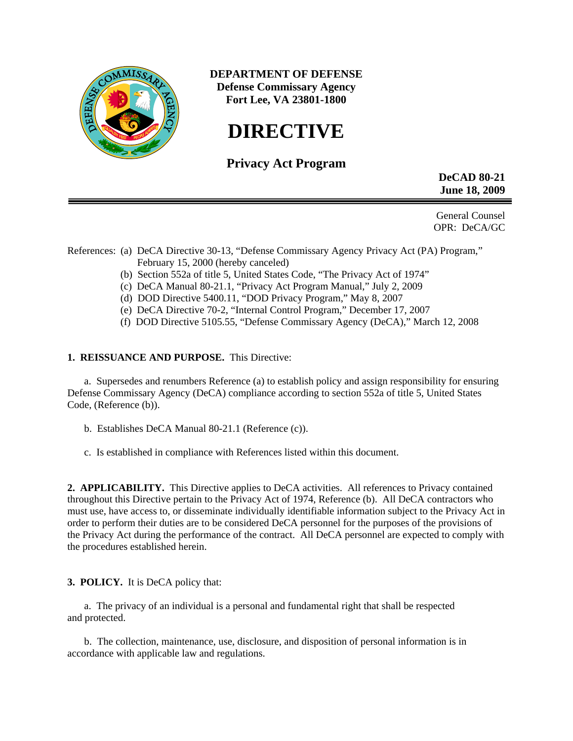**DEPARTMENT OF DEFENSE**
**Defense Commissary Agency**
**Fort Lee, VA 23801-1800**

# DIRECTIVE

## Privacy Act Program

**DeCAD 80-21**
**June 18, 2009**

General Counsel
OPR: DeCA/GC

References: (a) DeCA Directive 30-13, "Defense Commissary Agency Privacy Act (PA) Program," February 15, 2000 (hereby canceled)
(b) Section 552a of title 5, United States Code, "The Privacy Act of 1974"
(c) DeCA Manual 80-21.1, "Privacy Act Program Manual," July 2, 2009
(d) DOD Directive 5400.11, "DOD Privacy Program," May 8, 2007
(e) DeCA Directive 70-2, "Internal Control Program," December 17, 2007
(f) DOD Directive 5105.55, "Defense Commissary Agency (DeCA)," March 12, 2008

**1. REISSUANCE AND PURPOSE.** This Directive:

a. Supersedes and renumbers Reference (a) to establish policy and assign responsibility for ensuring Defense Commissary Agency (DeCA) compliance according to section 552a of title 5, United States Code, (Reference (b)).

b. Establishes DeCA Manual 80-21.1 (Reference (c)).

c. Is established in compliance with References listed within this document.

**2. APPLICABILITY.** This Directive applies to DeCA activities. All references to Privacy contained throughout this Directive pertain to the Privacy Act of 1974, Reference (b). All DeCA contractors who must use, have access to, or disseminate individually identifiable information subject to the Privacy Act in order to perform their duties are to be considered DeCA personnel for the purposes of the provisions of the Privacy Act during the performance of the contract. All DeCA personnel are expected to comply with the procedures established herein.

**3. POLICY.** It is DeCA policy that:

a. The privacy of an individual is a personal and fundamental right that shall be respected and protected.

b. The collection, maintenance, use, disclosure, and disposition of personal information is in accordance with applicable law and regulations.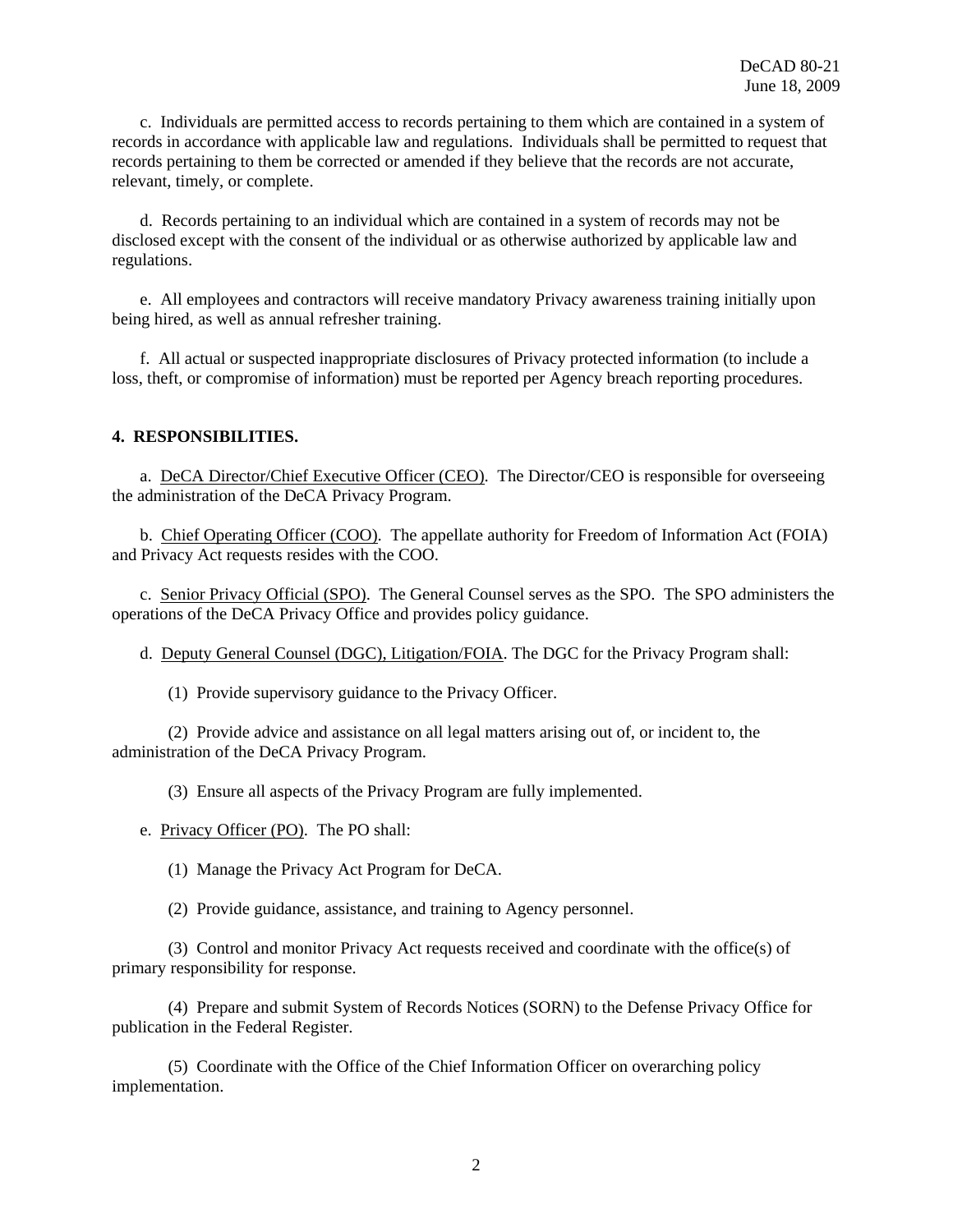c. Individuals are permitted access to records pertaining to them which are contained in a system of records in accordance with applicable law and regulations. Individuals shall be permitted to request that records pertaining to them be corrected or amended if they believe that the records are not accurate, relevant, timely, or complete.

d. Records pertaining to an individual which are contained in a system of records may not be disclosed except with the consent of the individual or as otherwise authorized by applicable law and regulations.

e. All employees and contractors will receive mandatory Privacy awareness training initially upon being hired, as well as annual refresher training.

f. All actual or suspected inappropriate disclosures of Privacy protected information (to include a loss, theft, or compromise of information) must be reported per Agency breach reporting procedures.

**4. RESPONSIBILITIES.**

a. <u>DeCA Director/Chief Executive Officer (CEO)</u>. The Director/CEO is responsible for overseeing the administration of the DeCA Privacy Program.

b. <u>Chief Operating Officer (COO)</u>. The appellate authority for Freedom of Information Act (FOIA) and Privacy Act requests resides with the COO.

c. <u>Senior Privacy Official (SPO)</u>. The General Counsel serves as the SPO. The SPO administers the operations of the DeCA Privacy Office and provides policy guidance.

d. <u>Deputy General Counsel (DGC), Litigation/FOIA</u>. The DGC for the Privacy Program shall:

(1) Provide supervisory guidance to the Privacy Officer.

(2) Provide advice and assistance on all legal matters arising out of, or incident to, the administration of the DeCA Privacy Program.

(3) Ensure all aspects of the Privacy Program are fully implemented.

e. <u>Privacy Officer (PO)</u>. The PO shall:

(1) Manage the Privacy Act Program for DeCA.

(2) Provide guidance, assistance, and training to Agency personnel.

(3) Control and monitor Privacy Act requests received and coordinate with the office(s) of primary responsibility for response.

(4) Prepare and submit System of Records Notices (SORN) to the Defense Privacy Office for publication in the Federal Register.

(5) Coordinate with the Office of the Chief Information Officer on overarching policy implementation.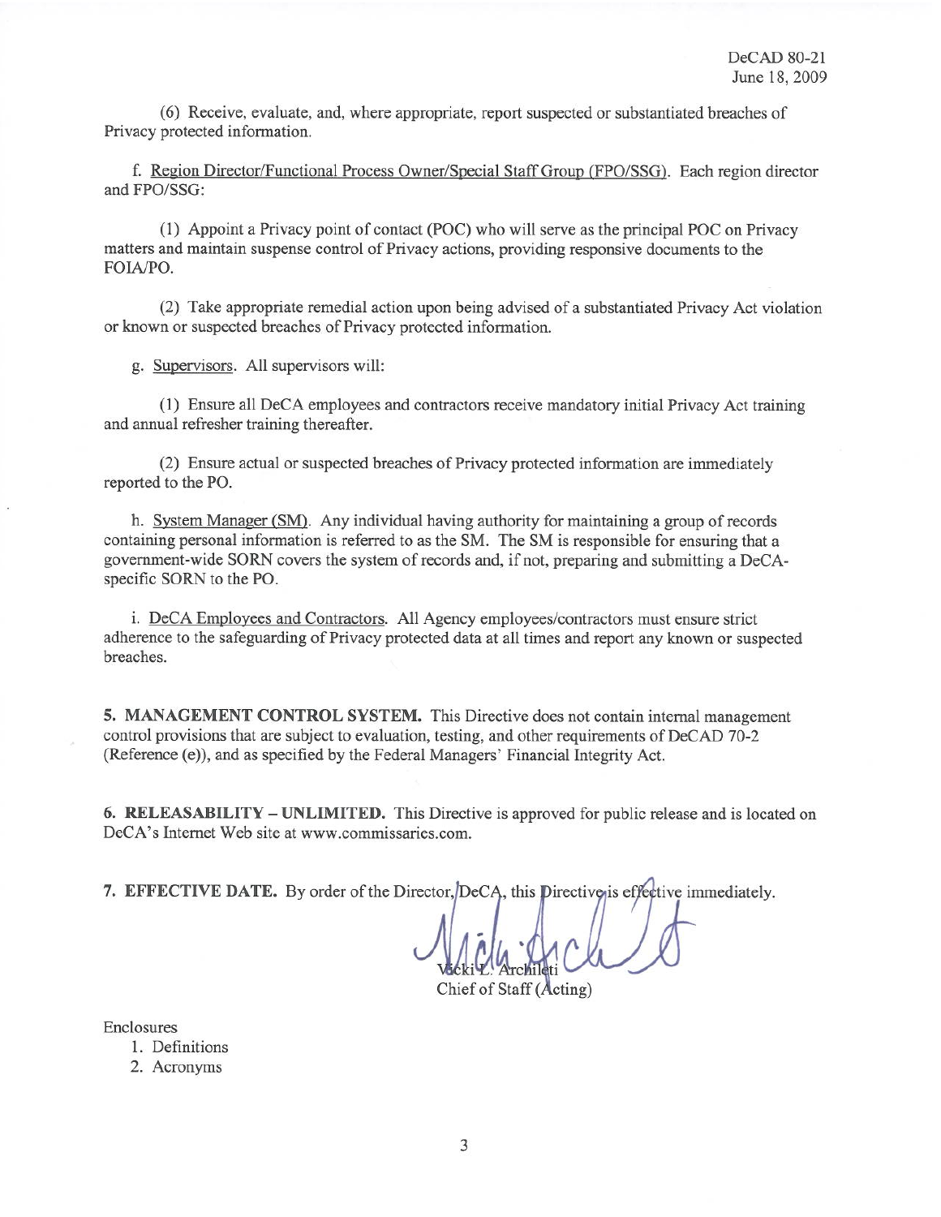(6) Receive, evaluate, and, where appropriate, report suspected or substantiated breaches of Privacy protected information.

f. Region Director/Functional Process Owner/Special Staff Group (FPO/SSG). Each region director and FPO/SSG:

(1) Appoint a Privacy point of contact (POC) who will serve as the principal POC on Privacy matters and maintain suspense control of Privacy actions, providing responsive documents to the FOIA/PO.

(2) Take appropriate remedial action upon being advised of a substantiated Privacy Act violation or known or suspected breaches of Privacy protected information.

g. Supervisors. All supervisors will:

(1) Ensure all DeCA employees and contractors receive mandatory initial Privacy Act training and annual refresher training thereafter.

(2) Ensure actual or suspected breaches of Privacy protected information are immediately reported to the PO.

h. System Manager (SM). Any individual having authority for maintaining a group of records containing personal information is referred to as the SM. The SM is responsible for ensuring that a government-wide SORN covers the system of records and, if not, preparing and submitting a DeCA-specific SORN to the PO.

i. DeCA Employees and Contractors. All Agency employees/contractors must ensure strict adherence to the safeguarding of Privacy protected data at all times and report any known or suspected breaches.

**5. MANAGEMENT CONTROL SYSTEM.** This Directive does not contain internal management control provisions that are subject to evaluation, testing, and other requirements of DeCAD 70-2 (Reference (e)), and as specified by the Federal Managers' Financial Integrity Act.

**6. RELEASABILITY – UNLIMITED.** This Directive is approved for public release and is located on DeCA's Internet Web site at www.commissaries.com.

**7. EFFECTIVE DATE.** By order of the Director, DeCA, this Directive is effective immediately.

Vicki L. Archileti
Chief of Staff (Acting)

Enclosures
1. Definitions
2. Acronyms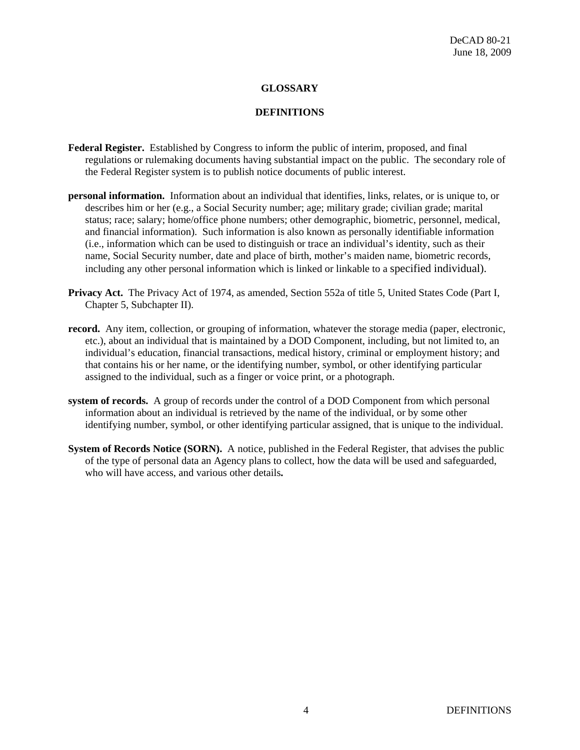# GLOSSARY

## DEFINITIONS

**Federal Register.** Established by Congress to inform the public of interim, proposed, and final regulations or rulemaking documents having substantial impact on the public. The secondary role of the Federal Register system is to publish notice documents of public interest.

**personal information.** Information about an individual that identifies, links, relates, or is unique to, or describes him or her (e.g., a Social Security number; age; military grade; civilian grade; marital status; race; salary; home/office phone numbers; other demographic, biometric, personnel, medical, and financial information). Such information is also known as personally identifiable information (i.e., information which can be used to distinguish or trace an individual's identity, such as their name, Social Security number, date and place of birth, mother's maiden name, biometric records, including any other personal information which is linked or linkable to a specified individual).

**Privacy Act.** The Privacy Act of 1974, as amended, Section 552a of title 5, United States Code (Part I, Chapter 5, Subchapter II).

**record.** Any item, collection, or grouping of information, whatever the storage media (paper, electronic, etc.), about an individual that is maintained by a DOD Component, including, but not limited to, an individual's education, financial transactions, medical history, criminal or employment history; and that contains his or her name, or the identifying number, symbol, or other identifying particular assigned to the individual, such as a finger or voice print, or a photograph.

**system of records.** A group of records under the control of a DOD Component from which personal information about an individual is retrieved by the name of the individual, or by some other identifying number, symbol, or other identifying particular assigned, that is unique to the individual.

**System of Records Notice (SORN).** A notice, published in the Federal Register, that advises the public of the type of personal data an Agency plans to collect, how the data will be used and safeguarded, who will have access, and various other details.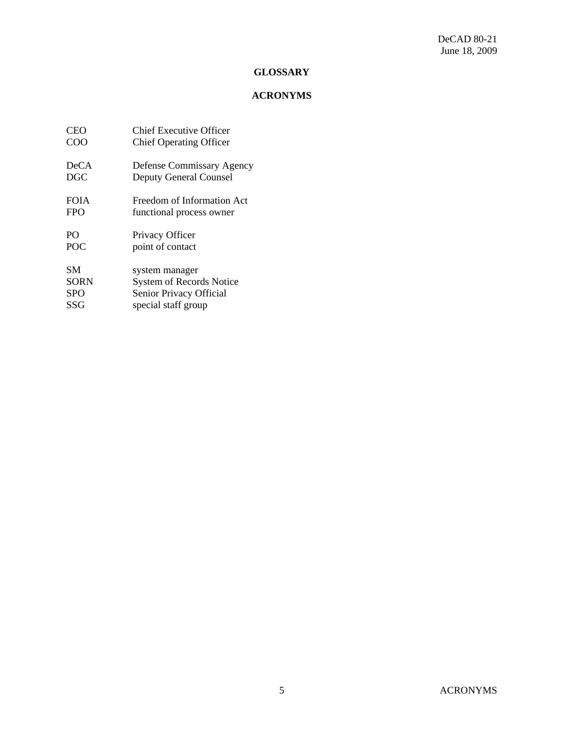# GLOSSARY

## ACRONYMS

| | |
|---|---|
| CEO | Chief Executive Officer |
| COO | Chief Operating Officer |
| DeCA | Defense Commissary Agency |
| DGC | Deputy General Counsel |
| FOIA | Freedom of Information Act |
| FPO | functional process owner |
| PO | Privacy Officer |
| POC | point of contact |
| SM | system manager |
| SORN | System of Records Notice |
| SPO | Senior Privacy Official |
| SSG | special staff group |